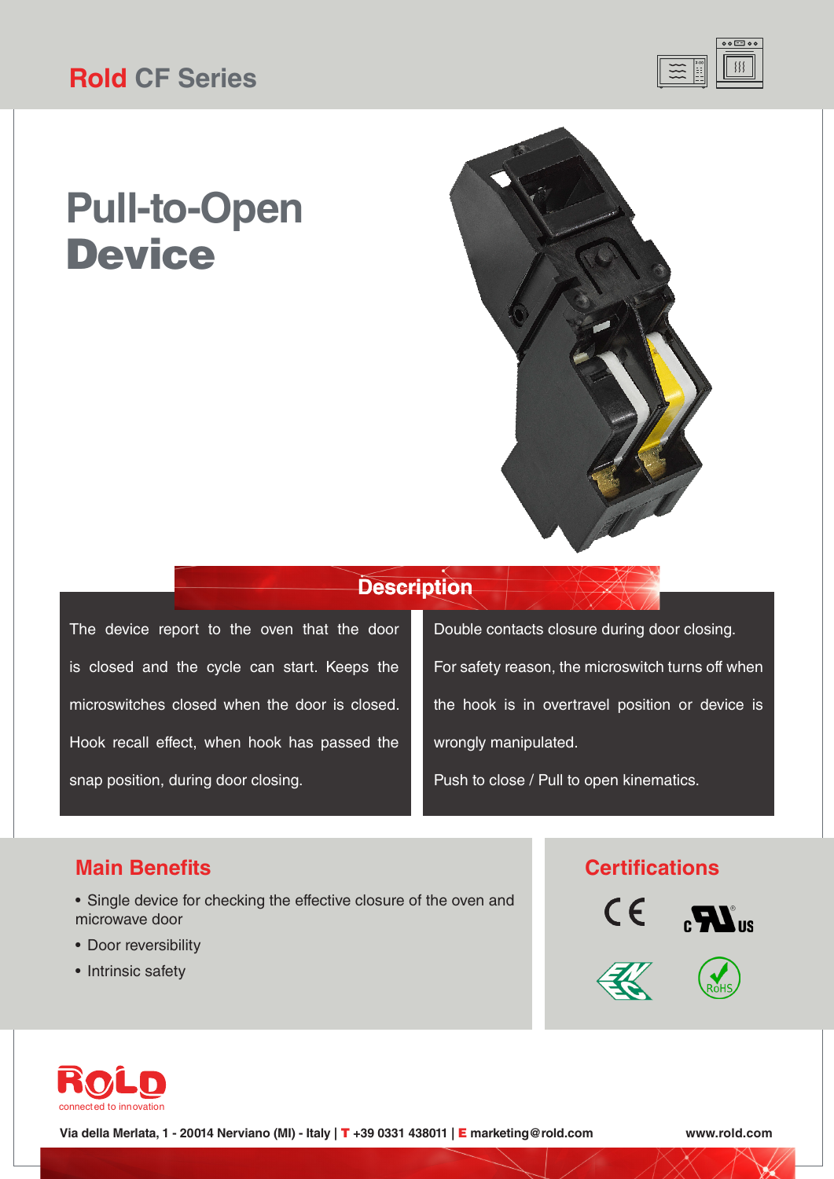# Rold CF Series

# Pull-to-Open Device

## Description

The device report to the oven that the door is closed and the cycle can start. Keeps the microswitches closed when the door is closed. Hook recall effect, when hook has passed the snap position, during door closing.

Double contacts closure during door closing.

For safety reason, the microswitch turns off when the hook is in overtravel position or device is wrongly manipulated.

Push to close / Pull to open kinematics.

## Main Benefits

- Single device for checking the effective closure of the oven and microwave door
- Door reversibility
- Intrinsic safety

## Certifications

CE, cURus, ENEC, RoHS

ROLD connected to innovation

Via della Merlata, 1 - 20014 Nerviano (MI) - Italy | T +39 0331 438011 | E marketing@rold.com

www.rold.com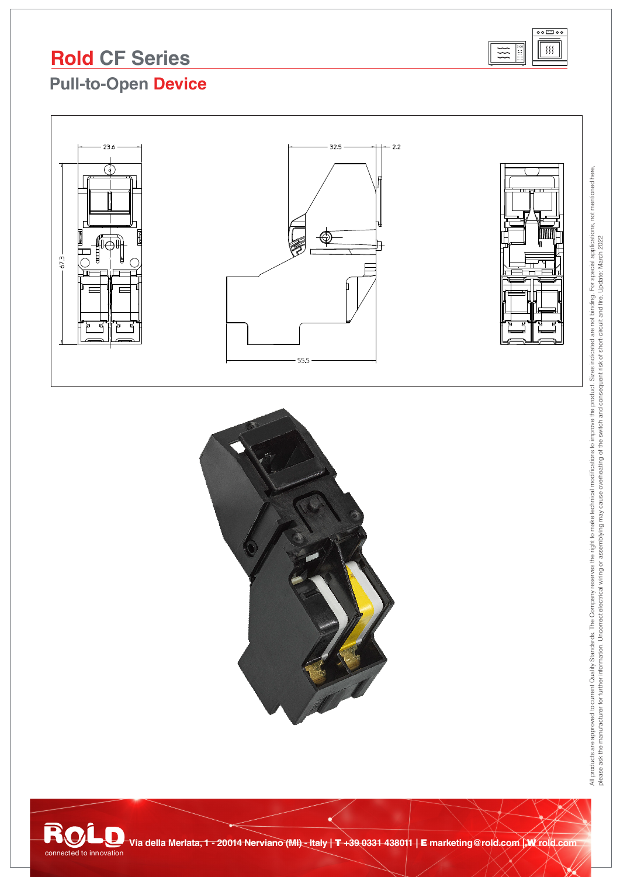# Rold CF Series

## Pull-to-Open Device

23.6

67.3

32.5

2.2

55.5

All products are approved to current Quality Standards. The Company reserves the right to make technical modifications to improve the product. Sizes indicated are not binding. For special applications, not mentioned here, please ask the manufacturer for further information. Uncorrect electrical wiring or assemblying may cause overheating of the switch and consequent risk of short-circuit and fire. Update: March 2022

ROLD connected to innovation

Via della Merlata, 1 - 20014 Nerviano (MI) - Italy | T +39 0331 438011 | E marketing@rold.com | W rold.com